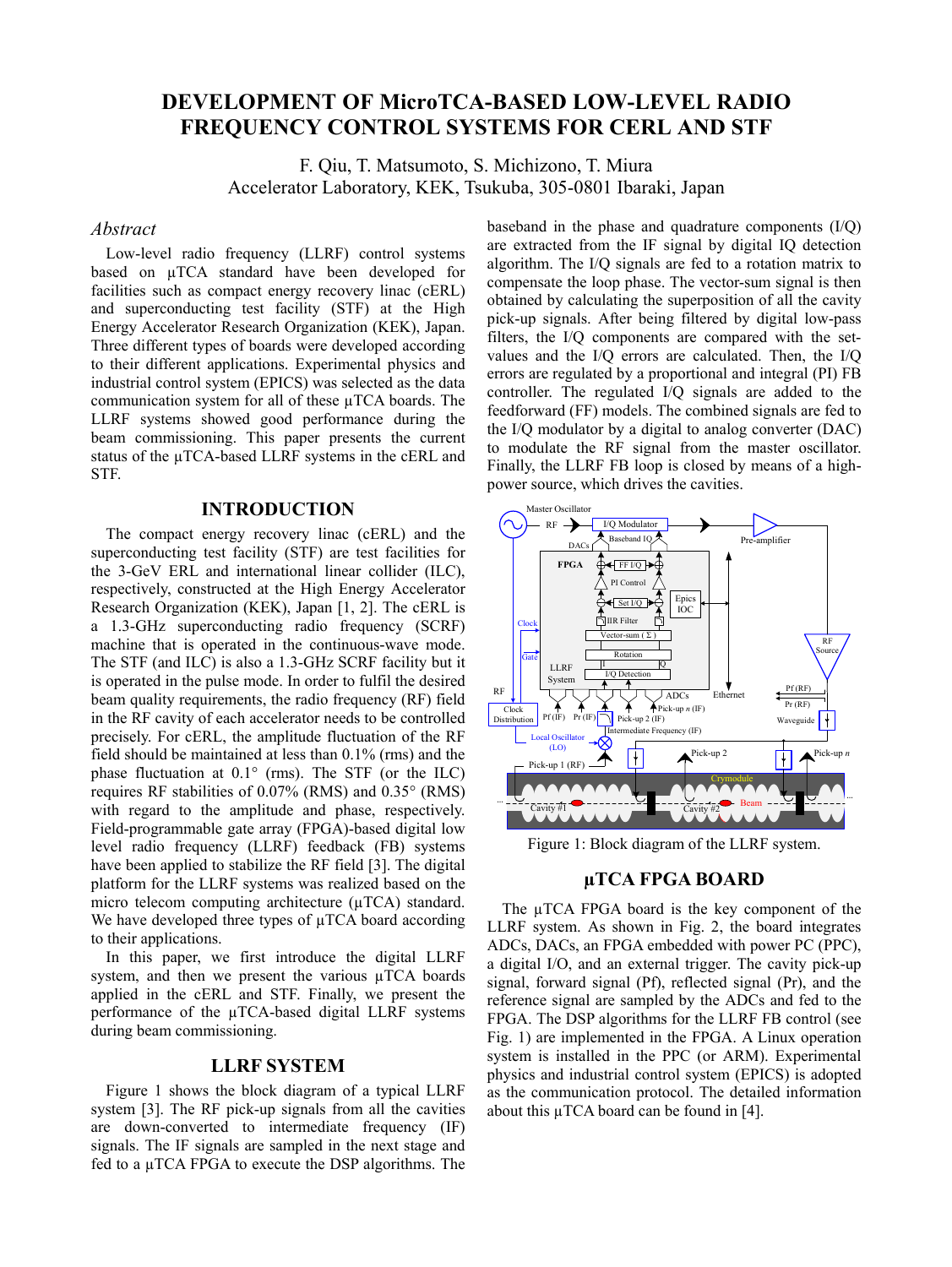# DEVELOPMENT OF MicroTCA-BASED LOW-LEVEL RADIO FREQUENCY CONTROL SYSTEMS FOR CERL AND STF

F. Qiu, T. Matsumoto, S. Michizono, T. Miura
Accelerator Laboratory, KEK, Tsukuba, 305-0801 Ibaraki, Japan

## *Abstract*

Low-level radio frequency (LLRF) control systems based on µTCA standard have been developed for facilities such as compact energy recovery linac (cERL) and superconducting test facility (STF) at the High Energy Accelerator Research Organization (KEK), Japan. Three different types of boards were developed according to their different applications. Experimental physics and industrial control system (EPICS) was selected as the data communication system for all of these µTCA boards. The LLRF systems showed good performance during the beam commissioning. This paper presents the current status of the µTCA-based LLRF systems in the cERL and STF.

## INTRODUCTION

The compact energy recovery linac (cERL) and the superconducting test facility (STF) are test facilities for the 3-GeV ERL and international linear collider (ILC), respectively, constructed at the High Energy Accelerator Research Organization (KEK), Japan [1, 2]. The cERL is a 1.3-GHz superconducting radio frequency (SCRF) machine that is operated in the continuous-wave mode. The STF (and ILC) is also a 1.3-GHz SCRF facility but it is operated in the pulse mode. In order to fulfil the desired beam quality requirements, the radio frequency (RF) field in the RF cavity of each accelerator needs to be controlled precisely. For cERL, the amplitude fluctuation of the RF field should be maintained at less than 0.1% (rms) and the phase fluctuation at 0.1° (rms). The STF (or the ILC) requires RF stabilities of 0.07% (RMS) and 0.35° (RMS) with regard to the amplitude and phase, respectively. Field-programmable gate array (FPGA)-based digital low level radio frequency (LLRF) feedback (FB) systems have been applied to stabilize the RF field [3]. The digital platform for the LLRF systems was realized based on the micro telecom computing architecture (µTCA) standard. We have developed three types of µTCA board according to their applications.

In this paper, we first introduce the digital LLRF system, and then we present the various µTCA boards applied in the cERL and STF. Finally, we present the performance of the µTCA-based digital LLRF systems during beam commissioning.

## LLRF SYSTEM

Figure 1 shows the block diagram of a typical LLRF system [3]. The RF pick-up signals from all the cavities are down-converted to intermediate frequency (IF) signals. The IF signals are sampled in the next stage and fed to a µTCA FPGA to execute the DSP algorithms. The baseband in the phase and quadrature components (I/Q) are extracted from the IF signal by digital IQ detection algorithm. The I/Q signals are fed to a rotation matrix to compensate the loop phase. The vector-sum signal is then obtained by calculating the superposition of all the cavity pick-up signals. After being filtered by digital low-pass filters, the I/Q components are compared with the set-values and the I/Q errors are calculated. Then, the I/Q errors are regulated by a proportional and integral (PI) FB controller. The regulated I/Q signals are added to the feedforward (FF) models. The combined signals are fed to the I/Q modulator by a digital to analog converter (DAC) to modulate the RF signal from the master oscillator. Finally, the LLRF FB loop is closed by means of a high-power source, which drives the cavities.

Figure 1: Block diagram of the LLRF system.

## µTCA FPGA BOARD

The µTCA FPGA board is the key component of the LLRF system. As shown in Fig. 2, the board integrates ADCs, DACs, an FPGA embedded with power PC (PPC), a digital I/O, and an external trigger. The cavity pick-up signal, forward signal (Pf), reflected signal (Pr), and the reference signal are sampled by the ADCs and fed to the FPGA. The DSP algorithms for the LLRF FB control (see Fig. 1) are implemented in the FPGA. A Linux operation system is installed in the PPC (or ARM). Experimental physics and industrial control system (EPICS) is adopted as the communication protocol. The detailed information about this µTCA board can be found in [4].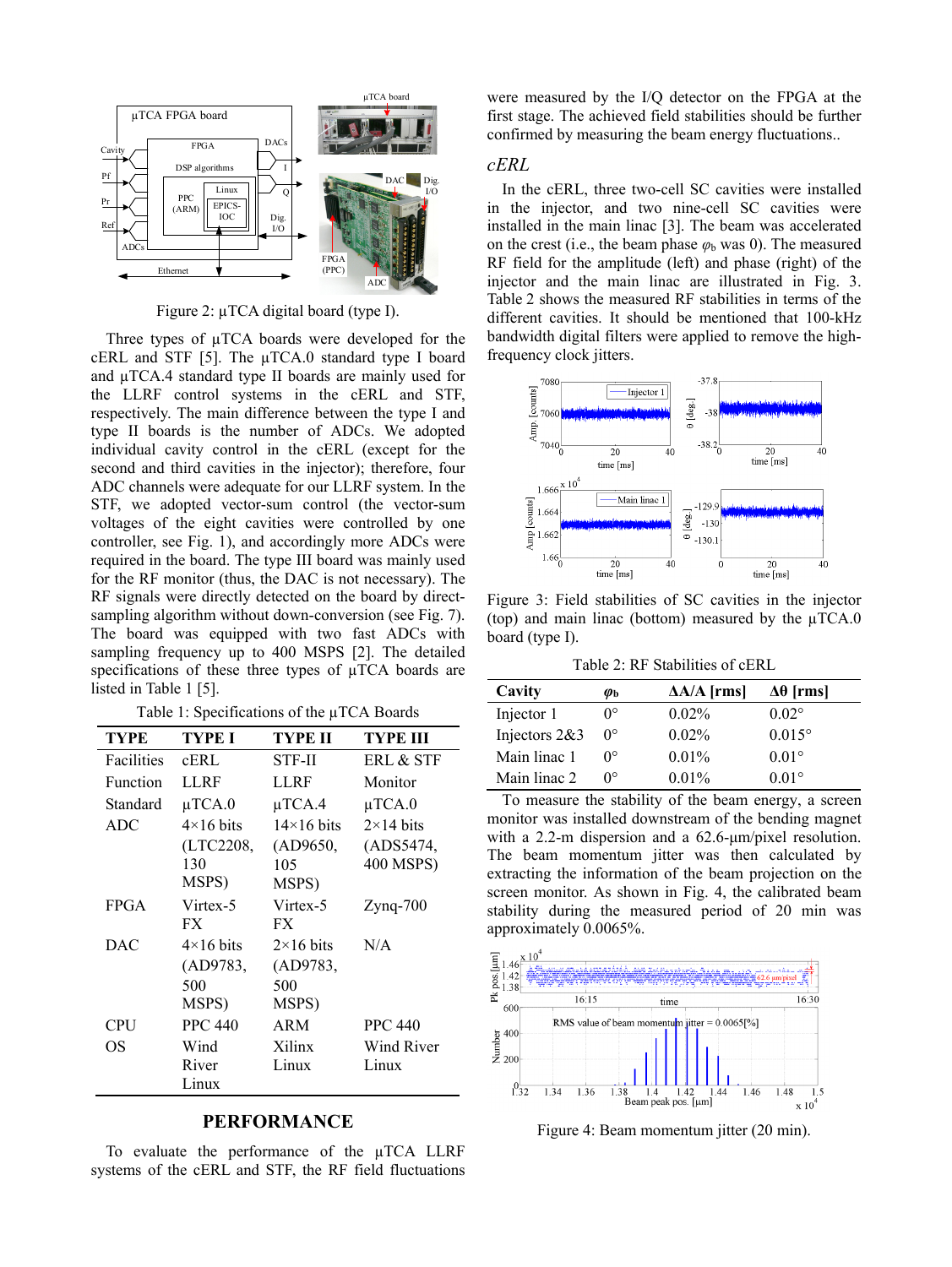Figure 2: μTCA digital board (type I).

Three types of μTCA boards were developed for the cERL and STF [5]. The μTCA.0 standard type I board and μTCA.4 standard type II boards are mainly used for the LLRF control systems in the cERL and STF, respectively. The main difference between the type I and type II boards is the number of ADCs. We adopted individual cavity control in the cERL (except for the second and third cavities in the injector); therefore, four ADC channels were adequate for our LLRF system. In the STF, we adopted vector-sum control (the vector-sum voltages of the eight cavities were controlled by one controller, see Fig. 1), and accordingly more ADCs were required in the board. The type III board was mainly used for the RF monitor (thus, the DAC is not necessary). The RF signals were directly detected on the board by direct-sampling algorithm without down-conversion (see Fig. 7). The board was equipped with two fast ADCs with sampling frequency up to 400 MSPS [2]. The detailed specifications of these three types of μTCA boards are listed in Table 1 [5].

Table 1: Specifications of the μTCA Boards

| TYPE | TYPE I | TYPE II | TYPE III |
|---|---|---|---|
| Facilities | cERL | STF-II | ERL & STF |
| Function | LLRF | LLRF | Monitor |
| Standard | μTCA.0 | μTCA.4 | μTCA.0 |
| ADC | 4×16 bits (LTC2208, 130 MSPS) | 14×16 bits (AD9650, 105 MSPS) | 2×14 bits (ADS5474, 400 MSPS) |
| FPGA | Virtex-5 FX | Virtex-5 FX | Zynq-700 |
| DAC | 4×16 bits (AD9783, 500 MSPS) | 2×16 bits (AD9783, 500 MSPS) | N/A |
| CPU | PPC 440 | ARM | PPC 440 |
| OS | Wind River Linux | Xilinx Linux | Wind River Linux |

## PERFORMANCE

To evaluate the performance of the μTCA LLRF systems of the cERL and STF, the RF field fluctuations were measured by the I/Q detector on the FPGA at the first stage. The achieved field stabilities should be further confirmed by measuring the beam energy fluctuations..

### *cERL*

In the cERL, three two-cell SC cavities were installed in the injector, and two nine-cell SC cavities were installed in the main linac [3]. The beam was accelerated on the crest (i.e., the beam phase $\varphi_b$ was 0). The measured RF field for the amplitude (left) and phase (right) of the injector and the main linac are illustrated in Fig. 3. Table 2 shows the measured RF stabilities in terms of the different cavities. It should be mentioned that 100-kHz bandwidth digital filters were applied to remove the high-frequency clock jitters.

Figure 3: Field stabilities of SC cavities in the injector (top) and main linac (bottom) measured by the μTCA.0 board (type I).

Table 2: RF Stabilities of cERL

| Cavity | $\varphi_b$ | ΔA/A [rms] | Δθ [rms] |
|---|---|---|---|
| Injector 1 | 0° | 0.02% | 0.02° |
| Injectors 2&3 | 0° | 0.02% | 0.015° |
| Main linac 1 | 0° | 0.01% | 0.01° |
| Main linac 2 | 0° | 0.01% | 0.01° |

To measure the stability of the beam energy, a screen monitor was installed downstream of the bending magnet with a 2.2-m dispersion and a 62.6-μm/pixel resolution. The beam momentum jitter was then calculated by extracting the information of the beam projection on the screen monitor. As shown in Fig. 4, the calibrated beam stability during the measured period of 20 min was approximately 0.0065%.

Figure 4: Beam momentum jitter (20 min).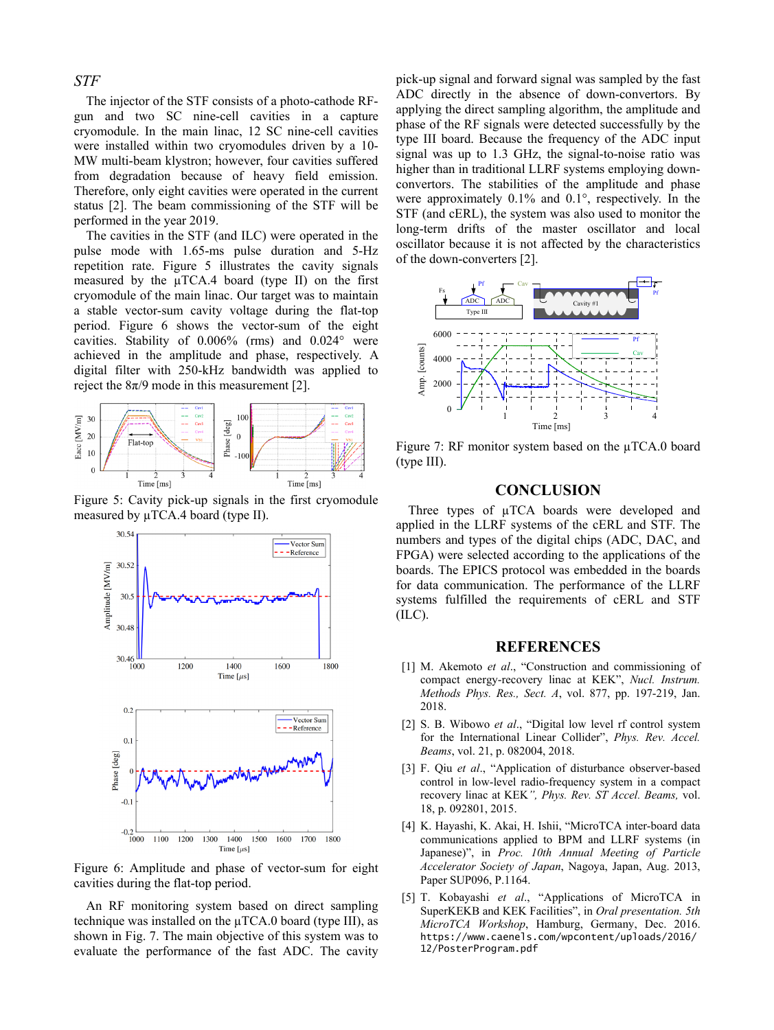### STF

The injector of the STF consists of a photo-cathode RF-gun and two SC nine-cell cavities in a capture cryomodule. In the main linac, 12 SC nine-cell cavities were installed within two cryomodules driven by a 10-MW multi-beam klystron; however, four cavities suffered from degradation because of heavy field emission. Therefore, only eight cavities were operated in the current status [2]. The beam commissioning of the STF will be performed in the year 2019.

The cavities in the STF (and ILC) were operated in the pulse mode with 1.65-ms pulse duration and 5-Hz repetition rate. Figure 5 illustrates the cavity signals measured by the µTCA.4 board (type II) on the first cryomodule of the main linac. Our target was to maintain a stable vector-sum cavity voltage during the flat-top period. Figure 6 shows the vector-sum of the eight cavities. Stability of 0.006% (rms) and 0.024° were achieved in the amplitude and phase, respectively. A digital filter with 250-kHz bandwidth was applied to reject the 8π/9 mode in this measurement [2].

Eacc [MV/m]
30
20
10
0
Flat-top
Time [ms]
1 2 3 4
Cav1
Cav2
Cav3
Cav4
VS1

Phase [deg]
100
0
-100
Time [ms]
1 2 3 4
Cav1
Cav2
Cav3
Cav4
VS1

Figure 5: Cavity pick-up signals in the first cryomodule measured by µTCA.4 board (type II).

Amplitude [MV/m]
30.54
30.52
30.5
30.48
30.46
1000 1200 1400 1600 1800
Time [µs]
Vector Sum
Reference

Phase [deg]
0.2
0.1
0
-0.1
-0.2
1000 1100 1200 1300 1400 1500 1600 1700 1800
Time [µs]
Vector Sum
Reference

Figure 6: Amplitude and phase of vector-sum for eight cavities during the flat-top period.

An RF monitoring system based on direct sampling technique was installed on the µTCA.0 board (type III), as shown in Fig. 7. The main objective of this system was to evaluate the performance of the fast ADC. The cavity pick-up signal and forward signal was sampled by the fast ADC directly in the absence of down-convertors. By applying the direct sampling algorithm, the amplitude and phase of the RF signals were detected successfully by the type III board. Because the frequency of the ADC input signal was up to 1.3 GHz, the signal-to-noise ratio was higher than in traditional LLRF systems employing down-convertors. The stabilities of the amplitude and phase were approximately 0.1% and 0.1°, respectively. In the STF (and cERL), the system was also used to monitor the long-term drifts of the master oscillator and local oscillator because it is not affected by the characteristics of the down-converters [2].

Fs
Pf
Cav
ADC
ADC
Type III
Cavity #1
Pf

Amp. [counts]
6000
4000
2000
0
1 2 3 4
Time [ms]
Pf
Cav

Figure 7: RF monitor system based on the µTCA.0 board (type III).

## CONCLUSION

Three types of µTCA boards were developed and applied in the LLRF systems of the cERL and STF. The numbers and types of the digital chips (ADC, DAC, and FPGA) were selected according to the applications of the boards. The EPICS protocol was embedded in the boards for data communication. The performance of the LLRF systems fulfilled the requirements of cERL and STF (ILC).

## REFERENCES

[1] M. Akemoto *et al.*, "Construction and commissioning of compact energy-recovery linac at KEK", *Nucl. Instrum. Methods Phys. Res., Sect. A*, vol. 877, pp. 197-219, Jan. 2018.

[2] S. B. Wibowo *et al.*, "Digital low level rf control system for the International Linear Collider", *Phys. Rev. Accel. Beams*, vol. 21, p. 082004, 2018.

[3] F. Qiu *et al.*, "Application of disturbance observer-based control in low-level radio-frequency system in a compact recovery linac at KEK*", Phys. Rev. ST Accel. Beams,* vol. 18, p. 092801, 2015.

[4] K. Hayashi, K. Akai, H. Ishii, "MicroTCA inter-board data communications applied to BPM and LLRF systems (in Japanese)", in *Proc. 10th Annual Meeting of Particle Accelerator Society of Japan*, Nagoya, Japan, Aug. 2013, Paper SUP096, P.1164.

[5] T. Kobayashi *et al.*, "Applications of MicroTCA in SuperKEKB and KEK Facilities", in *Oral presentation. 5th MicroTCA Workshop*, Hamburg, Germany, Dec. 2016. https://www.caenels.com/wpcontent/uploads/2016/12/PosterProgram.pdf